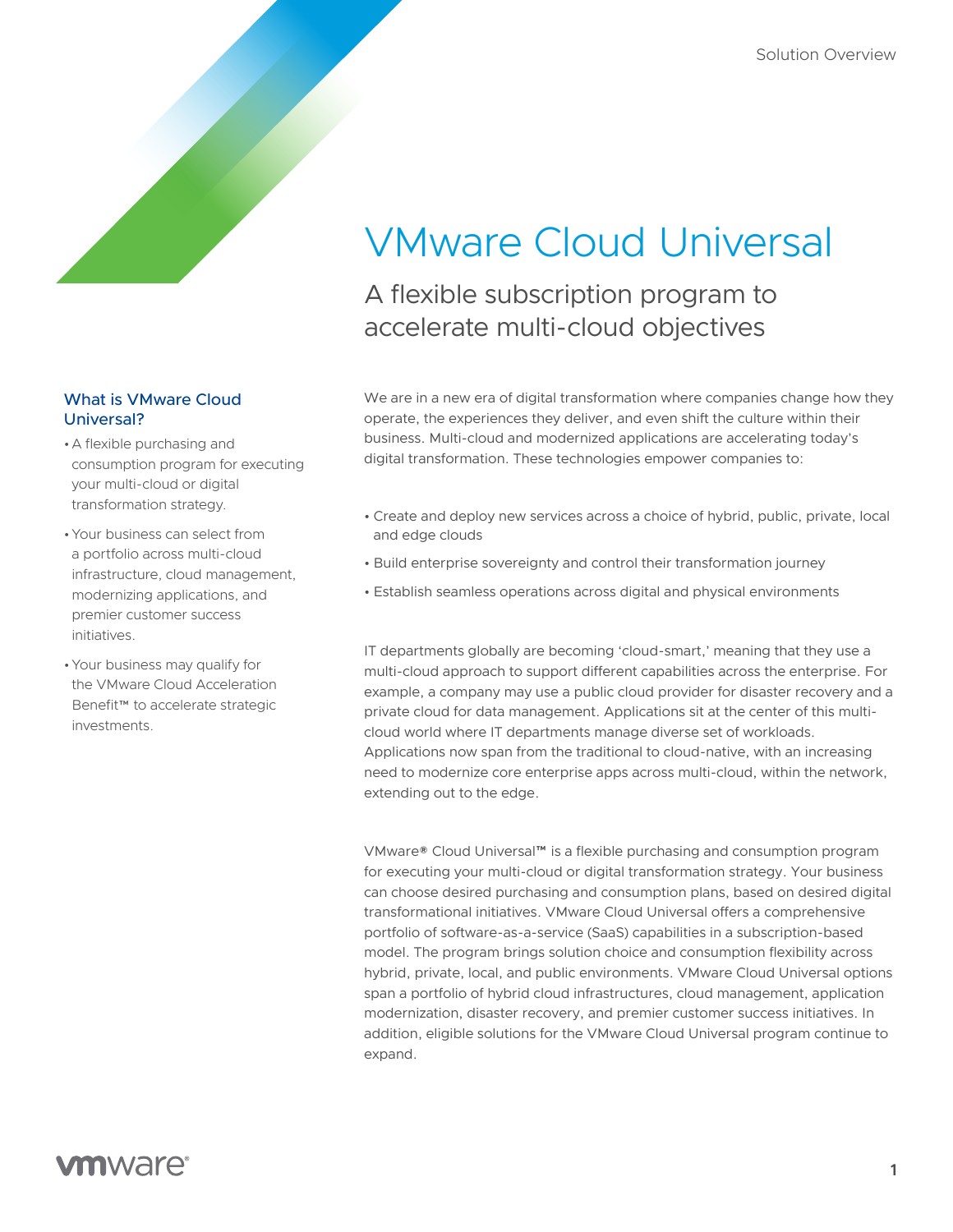Solution Overview

# VMware Cloud Universal

## A flexible subscription program to accelerate multi-cloud objectives

### What is VMware Cloud Universal?

- A flexible purchasing and consumption program for executing your multi-cloud or digital transformation strategy.
- Your business can select from a portfolio across multi-cloud infrastructure, cloud management, modernizing applications, and premier customer success initiatives.
- Your business may qualify for the VMware Cloud Acceleration Benefit™ to accelerate strategic investments.

We are in a new era of digital transformation where companies change how they operate, the experiences they deliver, and even shift the culture within their business. Multi-cloud and modernized applications are accelerating today's digital transformation. These technologies empower companies to:

- Create and deploy new services across a choice of hybrid, public, private, local and edge clouds
- Build enterprise sovereignty and control their transformation journey
- Establish seamless operations across digital and physical environments

IT departments globally are becoming 'cloud-smart,' meaning that they use a multi-cloud approach to support different capabilities across the enterprise. For example, a company may use a public cloud provider for disaster recovery and a private cloud for data management. Applications sit at the center of this multi-cloud world where IT departments manage diverse set of workloads. Applications now span from the traditional to cloud-native, with an increasing need to modernize core enterprise apps across multi-cloud, within the network, extending out to the edge.

VMware® Cloud Universal™ is a flexible purchasing and consumption program for executing your multi-cloud or digital transformation strategy. Your business can choose desired purchasing and consumption plans, based on desired digital transformational initiatives. VMware Cloud Universal offers a comprehensive portfolio of software-as-a-service (SaaS) capabilities in a subscription-based model. The program brings solution choice and consumption flexibility across hybrid, private, local, and public environments. VMware Cloud Universal options span a portfolio of hybrid cloud infrastructures, cloud management, application modernization, disaster recovery, and premier customer success initiatives. In addition, eligible solutions for the VMware Cloud Universal program continue to expand.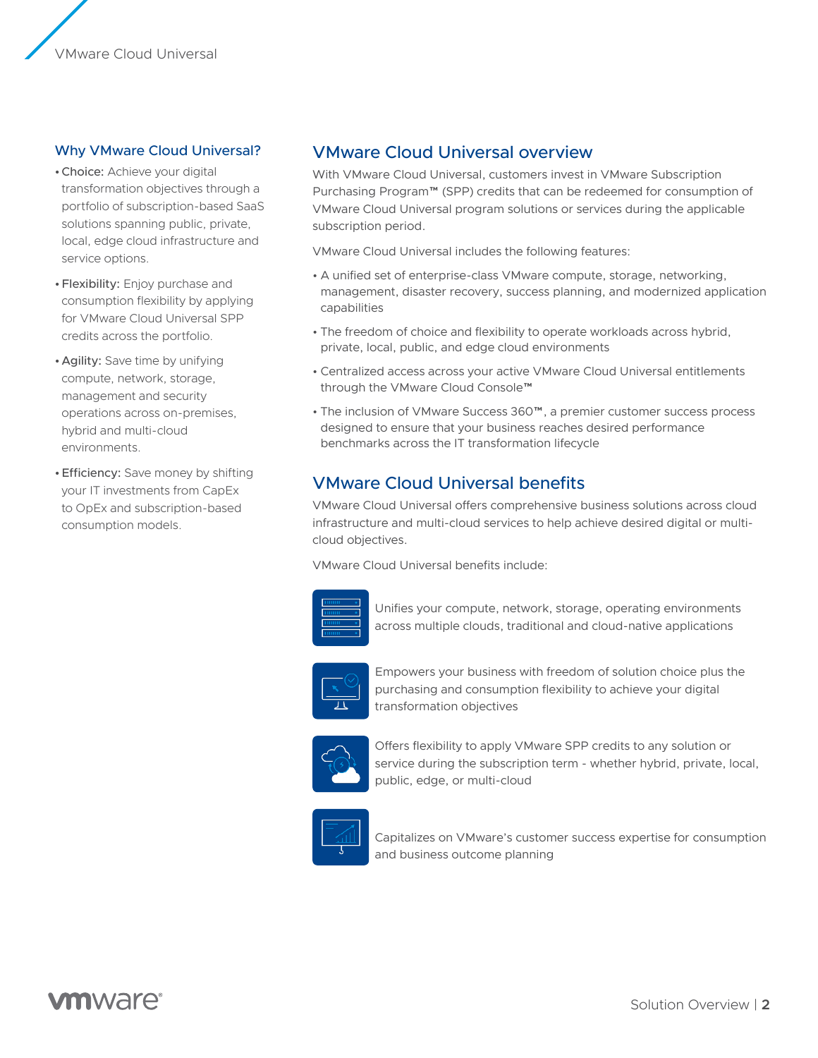## Why VMware Cloud Universal?

- **Choice:** Achieve your digital transformation objectives through a portfolio of subscription-based SaaS solutions spanning public, private, local, edge cloud infrastructure and service options.
- **Flexibility:** Enjoy purchase and consumption flexibility by applying for VMware Cloud Universal SPP credits across the portfolio.
- **Agility:** Save time by unifying compute, network, storage, management and security operations across on-premises, hybrid and multi-cloud environments.
- **Efficiency:** Save money by shifting your IT investments from CapEx to OpEx and subscription-based consumption models.

## VMware Cloud Universal overview

With VMware Cloud Universal, customers invest in VMware Subscription Purchasing Program™ (SPP) credits that can be redeemed for consumption of VMware Cloud Universal program solutions or services during the applicable subscription period.

VMware Cloud Universal includes the following features:

- A unified set of enterprise-class VMware compute, storage, networking, management, disaster recovery, success planning, and modernized application capabilities
- The freedom of choice and flexibility to operate workloads across hybrid, private, local, public, and edge cloud environments
- Centralized access across your active VMware Cloud Universal entitlements through the VMware Cloud Console™
- The inclusion of VMware Success 360™, a premier customer success process designed to ensure that your business reaches desired performance benchmarks across the IT transformation lifecycle

## VMware Cloud Universal benefits

VMware Cloud Universal offers comprehensive business solutions across cloud infrastructure and multi-cloud services to help achieve desired digital or multi-cloud objectives.

VMware Cloud Universal benefits include:

- Unifies your compute, network, storage, operating environments across multiple clouds, traditional and cloud-native applications
- Empowers your business with freedom of solution choice plus the purchasing and consumption flexibility to achieve your digital transformation objectives
- Offers flexibility to apply VMware SPP credits to any solution or service during the subscription term - whether hybrid, private, local, public, edge, or multi-cloud
- Capitalizes on VMware's customer success expertise for consumption and business outcome planning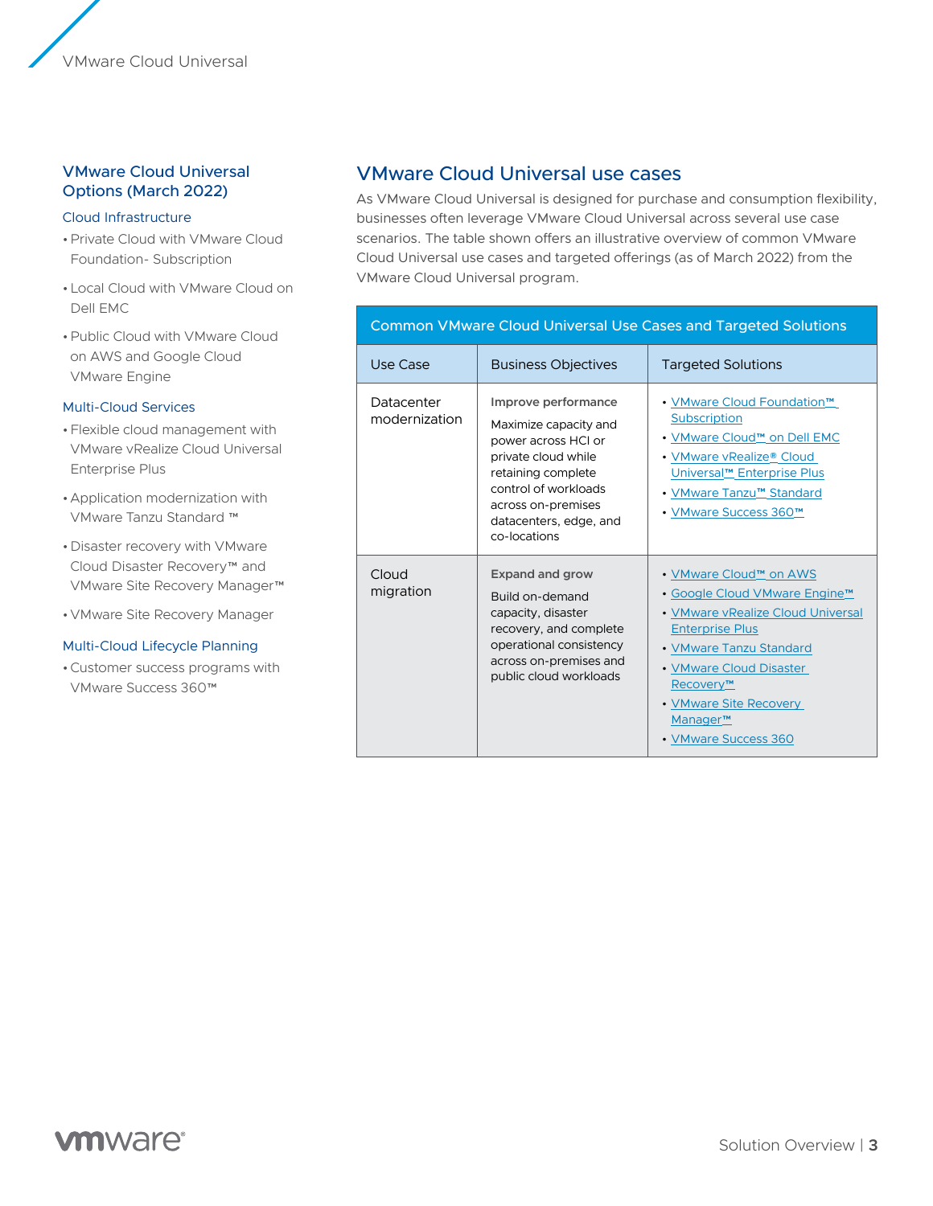## VMware Cloud Universal Options (March 2022)

### Cloud Infrastructure

- Private Cloud with VMware Cloud Foundation- Subscription
- Local Cloud with VMware Cloud on Dell EMC
- Public Cloud with VMware Cloud on AWS and Google Cloud VMware Engine

### Multi-Cloud Services

- Flexible cloud management with VMware vRealize Cloud Universal Enterprise Plus
- Application modernization with VMware Tanzu Standard ™
- Disaster recovery with VMware Cloud Disaster Recovery™ and VMware Site Recovery Manager™
- VMware Site Recovery Manager

### Multi-Cloud Lifecycle Planning

- Customer success programs with VMware Success 360™

## VMware Cloud Universal use cases

As VMware Cloud Universal is designed for purchase and consumption flexibility, businesses often leverage VMware Cloud Universal across several use case scenarios. The table shown offers an illustrative overview of common VMware Cloud Universal use cases and targeted offerings (as of March 2022) from the VMware Cloud Universal program.

**Common VMware Cloud Universal Use Cases and Targeted Solutions**

| Use Case | Business Objectives | Targeted Solutions |
| --- | --- | --- |
| Datacenter modernization | **Improve performance**<br>Maximize capacity and power across HCI or private cloud while retaining complete control of workloads across on-premises datacenters, edge, and co-locations | • VMware Cloud Foundation™ Subscription<br>• VMware Cloud™ on Dell EMC<br>• VMware vRealize® Cloud Universal™ Enterprise Plus<br>• VMware Tanzu™ Standard<br>• VMware Success 360™ |
| Cloud migration | **Expand and grow**<br>Build on-demand capacity, disaster recovery, and complete operational consistency across on-premises and public cloud workloads | • VMware Cloud™ on AWS<br>• Google Cloud VMware Engine™<br>• VMware vRealize Cloud Universal Enterprise Plus<br>• VMware Tanzu Standard<br>• VMware Cloud Disaster Recovery™<br>• VMware Site Recovery Manager™<br>• VMware Success 360 |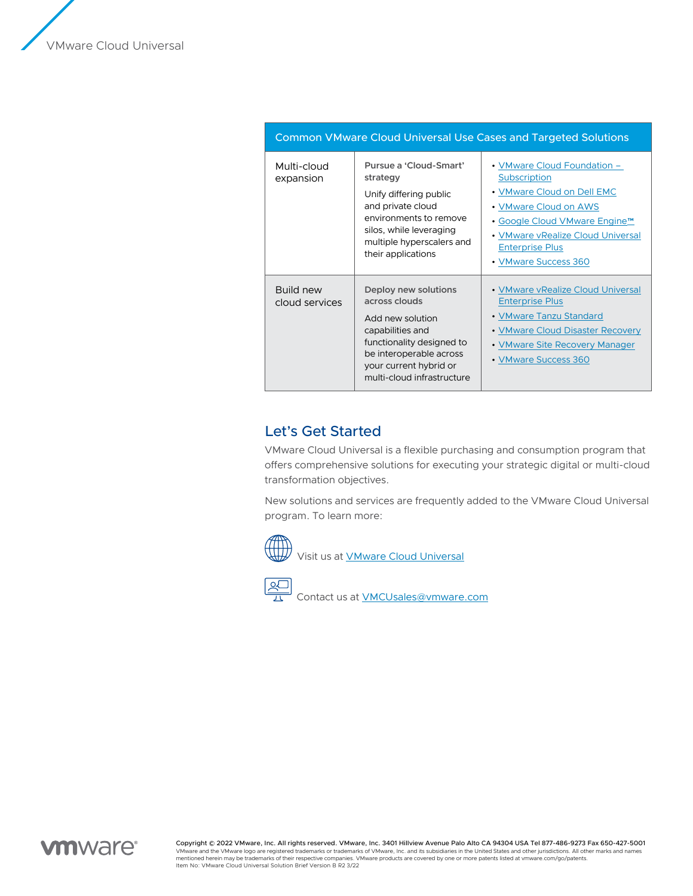| Common VMware Cloud Universal Use Cases and Targeted Solutions | | |
|---|---|---|
| Multi-cloud expansion | **Pursue a 'Cloud-Smart' strategy**<br><br>Unify differing public and private cloud environments to remove silos, while leveraging multiple hyperscalers and their applications | • VMware Cloud Foundation – Subscription<br>• VMware Cloud on Dell EMC<br>• VMware Cloud on AWS<br>• Google Cloud VMware Engine™<br>• VMware vRealize Cloud Universal Enterprise Plus<br>• VMware Success 360 |
| Build new cloud services | **Deploy new solutions across clouds**<br><br>Add new solution capabilities and functionality designed to be interoperable across your current hybrid or multi-cloud infrastructure | • VMware vRealize Cloud Universal Enterprise Plus<br>• VMware Tanzu Standard<br>• VMware Cloud Disaster Recovery<br>• VMware Site Recovery Manager<br>• VMware Success 360 |

## Let's Get Started

VMware Cloud Universal is a flexible purchasing and consumption program that offers comprehensive solutions for executing your strategic digital or multi-cloud transformation objectives.

New solutions and services are frequently added to the VMware Cloud Universal program. To learn more:

Visit us at VMware Cloud Universal

Contact us at VMCUsales@vmware.com

Copyright © 2022 VMware, Inc. All rights reserved. VMware, Inc. 3401 Hillview Avenue Palo Alto CA 94304 USA Tel 877-486-9273 Fax 650-427-5001
VMware and the VMware logo are registered trademarks or trademarks of VMware, Inc. and its subsidiaries in the United States and other jurisdictions. All other marks and names mentioned herein may be trademarks of their respective companies. VMware products are covered by one or more patents listed at vmware.com/go/patents.
Item No: VMware Cloud Universal Solution Brief Version B R2 3/22